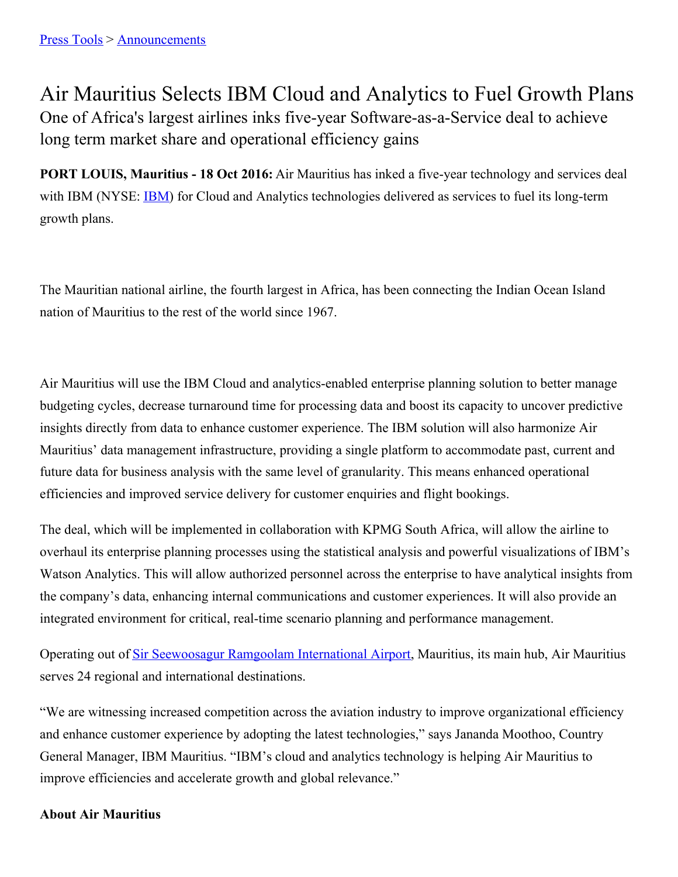[Press Tools](#) > [Announcements](#)

# Air Mauritius Selects IBM Cloud and Analytics to Fuel Growth Plans

## One of Africa's largest airlines inks five-year Software-as-a-Service deal to achieve long term market share and operational efficiency gains

**PORT LOUIS, Mauritius - 18 Oct 2016:** Air Mauritius has inked a five-year technology and services deal with IBM (NYSE: [IBM](#)) for Cloud and Analytics technologies delivered as services to fuel its long-term growth plans.

The Mauritian national airline, the fourth largest in Africa, has been connecting the Indian Ocean Island nation of Mauritius to the rest of the world since 1967.

Air Mauritius will use the IBM Cloud and analytics-enabled enterprise planning solution to better manage budgeting cycles, decrease turnaround time for processing data and boost its capacity to uncover predictive insights directly from data to enhance customer experience. The IBM solution will also harmonize Air Mauritius' data management infrastructure, providing a single platform to accommodate past, current and future data for business analysis with the same level of granularity. This means enhanced operational efficiencies and improved service delivery for customer enquiries and flight bookings.

The deal, which will be implemented in collaboration with KPMG South Africa, will allow the airline to overhaul its enterprise planning processes using the statistical analysis and powerful visualizations of IBM's Watson Analytics. This will allow authorized personnel across the enterprise to have analytical insights from the company's data, enhancing internal communications and customer experiences. It will also provide an integrated environment for critical, real-time scenario planning and performance management.

Operating out of [Sir Seewoosagur Ramgoolam International Airport](#), Mauritius, its main hub, Air Mauritius serves 24 regional and international destinations.

"We are witnessing increased competition across the aviation industry to improve organizational efficiency and enhance customer experience by adopting the latest technologies," says Jananda Moothoo, Country General Manager, IBM Mauritius. "IBM's cloud and analytics technology is helping Air Mauritius to improve efficiencies and accelerate growth and global relevance."

**About Air Mauritius**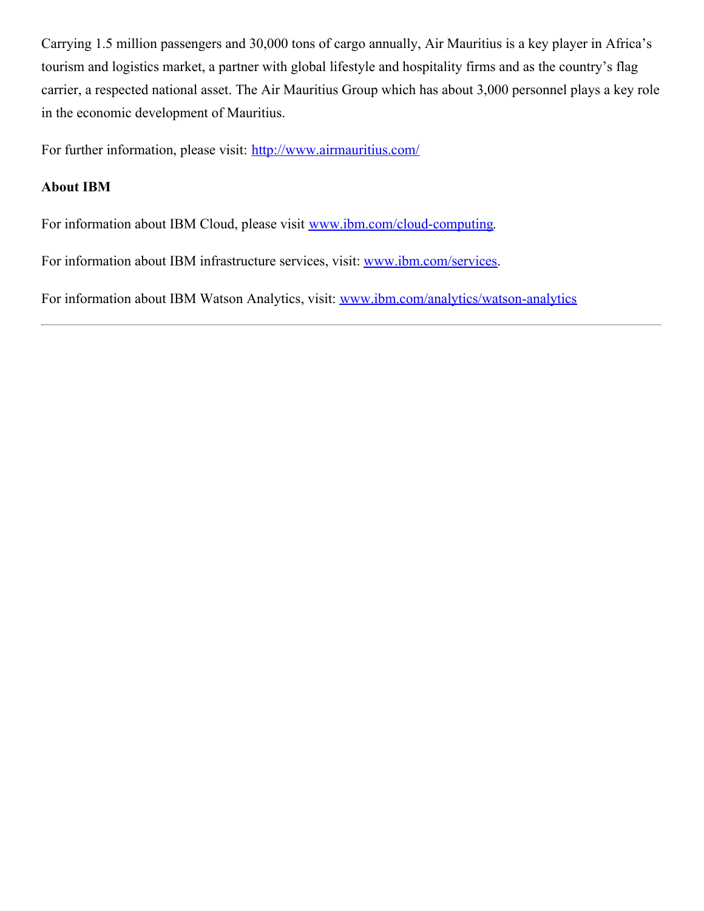Carrying 1.5 million passengers and 30,000 tons of cargo annually, Air Mauritius is a key player in Africa's tourism and logistics market, a partner with global lifestyle and hospitality firms and as the country's flag carrier, a respected national asset. The Air Mauritius Group which has about 3,000 personnel plays a key role in the economic development of Mauritius.

For further information, please visit: [http://www.airmauritius.com/](http://www.airmauritius.com/)

**About IBM**

For information about IBM Cloud, please visit [www.ibm.com/cloud-computing](www.ibm.com/cloud-computing).

For information about IBM infrastructure services, visit: [www.ibm.com/services](www.ibm.com/services).

For information about IBM Watson Analytics, visit: [www.ibm.com/analytics/watson-analytics](www.ibm.com/analytics/watson-analytics)

---